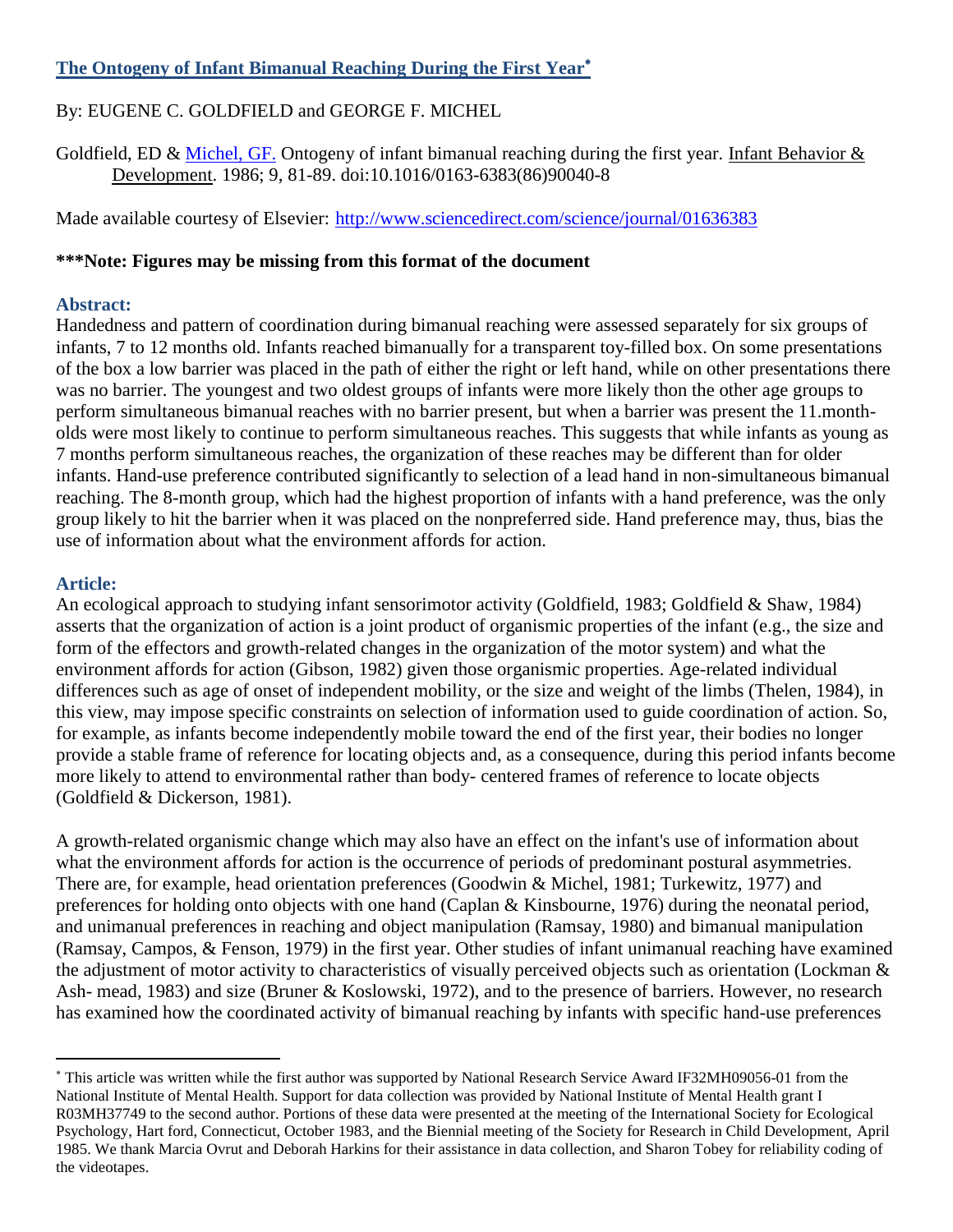# The Ontogeny of Infant Bimanual Reaching During the First Year*

By: EUGENE C. GOLDFIELD and GEORGE F. MICHEL

Goldfield, ED & Michel, GF. Ontogeny of infant bimanual reaching during the first year. Infant Behavior & Development. 1986; 9, 81-89. doi:10.1016/0163-6383(86)90040-8

Made available courtesy of Elsevier: http://www.sciencedirect.com/science/journal/01636383

**\*\*\*Note: Figures may be missing from this format of the document**

## Abstract:

Handedness and pattern of coordination during bimanual reaching were assessed separately for six groups of infants, 7 to 12 months old. Infants reached bimanually for a transparent toy-filled box. On some presentations of the box a low barrier was placed in the path of either the right or left hand, while on other presentations there was no barrier. The youngest and two oldest groups of infants were more likely thon the other age groups to perform simultaneous bimanual reaches with no barrier present, but when a barrier was present the 11.month-olds were most likely to continue to perform simultaneous reaches. This suggests that while infants as young as 7 months perform simultaneous reaches, the organization of these reaches may be different than for older infants. Hand-use preference contributed significantly to selection of a lead hand in non-simultaneous bimanual reaching. The 8-month group, which had the highest proportion of infants with a hand preference, was the only group likely to hit the barrier when it was placed on the nonpreferred side. Hand preference may, thus, bias the use of information about what the environment affords for action.

## Article:

An ecological approach to studying infant sensorimotor activity (Goldfield, 1983; Goldfield & Shaw, 1984) asserts that the organization of action is a joint product of organismic properties of the infant (e.g., the size and form of the effectors and growth-related changes in the organization of the motor system) and what the environment affords for action (Gibson, 1982) given those organismic properties. Age-related individual differences such as age of onset of independent mobility, or the size and weight of the limbs (Thelen, 1984), in this view, may impose specific constraints on selection of information used to guide coordination of action. So, for example, as infants become independently mobile toward the end of the first year, their bodies no longer provide a stable frame of reference for locating objects and, as a consequence, during this period infants become more likely to attend to environmental rather than body- centered frames of reference to locate objects (Goldfield & Dickerson, 1981).

A growth-related organismic change which may also have an effect on the infant's use of information about what the environment affords for action is the occurrence of periods of predominant postural asymmetries. There are, for example, head orientation preferences (Goodwin & Michel, 1981; Turkewitz, 1977) and preferences for holding onto objects with one hand (Caplan & Kinsbourne, 1976) during the neonatal period, and unimanual preferences in reaching and object manipulation (Ramsay, 1980) and bimanual manipulation (Ramsay, Campos, & Fenson, 1979) in the first year. Other studies of infant unimanual reaching have examined the adjustment of motor activity to characteristics of visually perceived objects such as orientation (Lockman & Ash- mead, 1983) and size (Bruner & Koslowski, 1972), and to the presence of barriers. However, no research has examined how the coordinated activity of bimanual reaching by infants with specific hand-use preferences

---

* This article was written while the first author was supported by National Research Service Award IF32MH09056-01 from the National Institute of Mental Health. Support for data collection was provided by National Institute of Mental Health grant I R03MH37749 to the second author. Portions of these data were presented at the meeting of the International Society for Ecological Psychology, Hart ford, Connecticut, October 1983, and the Biennial meeting of the Society for Research in Child Development, April 1985. We thank Marcia Ovrut and Deborah Harkins for their assistance in data collection, and Sharon Tobey for reliability coding of the videotapes.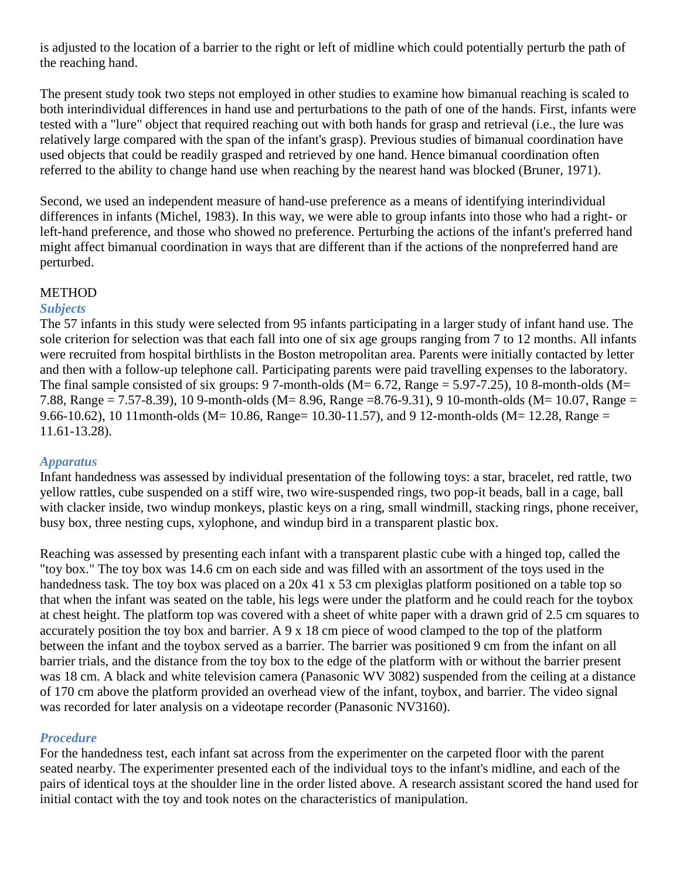is adjusted to the location of a barrier to the right or left of midline which could potentially perturb the path of the reaching hand.

The present study took two steps not employed in other studies to examine how bimanual reaching is scaled to both interindividual differences in hand use and perturbations to the path of one of the hands. First, infants were tested with a "lure" object that required reaching out with both hands for grasp and retrieval (i.e., the lure was relatively large compared with the span of the infant's grasp). Previous studies of bimanual coordination have used objects that could be readily grasped and retrieved by one hand. Hence bimanual coordination often referred to the ability to change hand use when reaching by the nearest hand was blocked (Bruner, 1971).

Second, we used an independent measure of hand-use preference as a means of identifying interindividual differences in infants (Michel, 1983). In this way, we were able to group infants into those who had a right- or left-hand preference, and those who showed no preference. Perturbing the actions of the infant's preferred hand might affect bimanual coordination in ways that are different than if the actions of the nonpreferred hand are perturbed.

## METHOD

### *Subjects*

The 57 infants in this study were selected from 95 infants participating in a larger study of infant hand use. The sole criterion for selection was that each fall into one of six age groups ranging from 7 to 12 months. All infants were recruited from hospital birthlists in the Boston metropolitan area. Parents were initially contacted by letter and then with a follow-up telephone call. Participating parents were paid travelling expenses to the laboratory. The final sample consisted of six groups: 9 7-month-olds (M= 6.72, Range = 5.97-7.25), 10 8-month-olds (M= 7.88, Range = 7.57-8.39), 10 9-month-olds (M= 8.96, Range =8.76-9.31), 9 10-month-olds (M= 10.07, Range = 9.66-10.62), 10 11month-olds (M= 10.86, Range= 10.30-11.57), and 9 12-month-olds (M= 12.28, Range = 11.61-13.28).

### *Apparatus*

Infant handedness was assessed by individual presentation of the following toys: a star, bracelet, red rattle, two yellow rattles, cube suspended on a stiff wire, two wire-suspended rings, two pop-it beads, ball in a cage, ball with clacker inside, two windup monkeys, plastic keys on a ring, small windmill, stacking rings, phone receiver, busy box, three nesting cups, xylophone, and windup bird in a transparent plastic box.

Reaching was assessed by presenting each infant with a transparent plastic cube with a hinged top, called the "toy box." The toy box was 14.6 cm on each side and was filled with an assortment of the toys used in the handedness task. The toy box was placed on a 20x 41 x 53 cm plexiglas platform positioned on a table top so that when the infant was seated on the table, his legs were under the platform and he could reach for the toybox at chest height. The platform top was covered with a sheet of white paper with a drawn grid of 2.5 cm squares to accurately position the toy box and barrier. A 9 x 18 cm piece of wood clamped to the top of the platform between the infant and the toybox served as a barrier. The barrier was positioned 9 cm from the infant on all barrier trials, and the distance from the toy box to the edge of the platform with or without the barrier present was 18 cm. A black and white television camera (Panasonic WV 3082) suspended from the ceiling at a distance of 170 cm above the platform provided an overhead view of the infant, toybox, and barrier. The video signal was recorded for later analysis on a videotape recorder (Panasonic NV3160).

### *Procedure*

For the handedness test, each infant sat across from the experimenter on the carpeted floor with the parent seated nearby. The experimenter presented each of the individual toys to the infant's midline, and each of the pairs of identical toys at the shoulder line in the order listed above. A research assistant scored the hand used for initial contact with the toy and took notes on the characteristics of manipulation.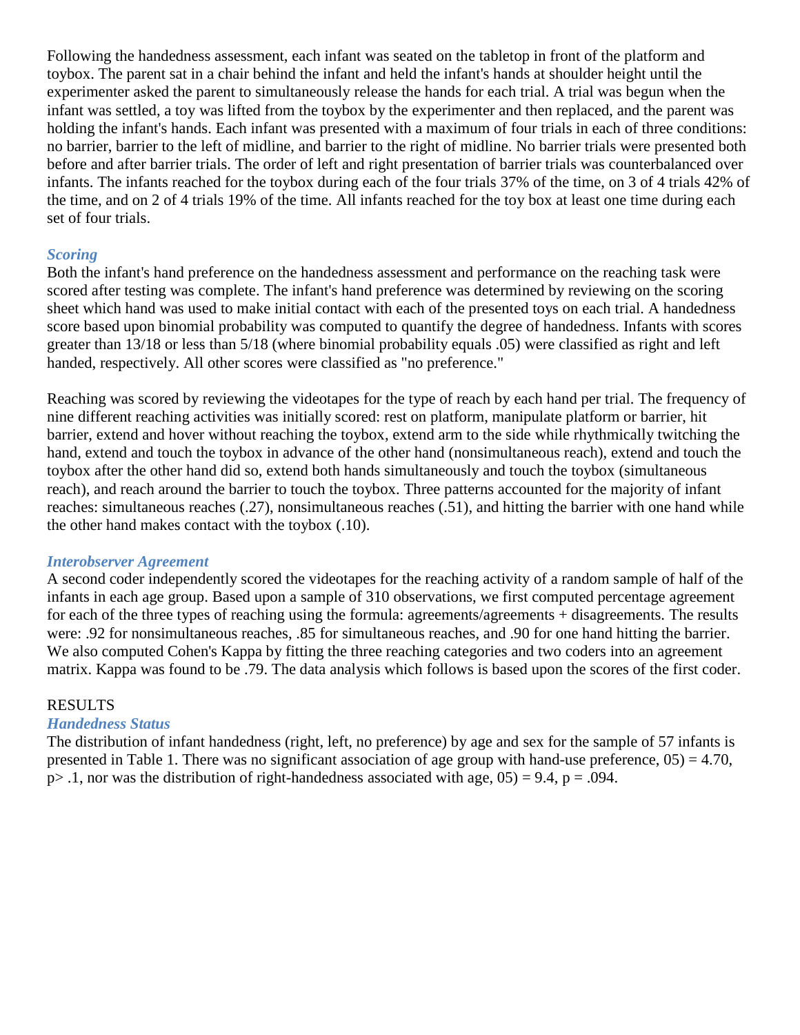Following the handedness assessment, each infant was seated on the tabletop in front of the platform and toybox. The parent sat in a chair behind the infant and held the infant's hands at shoulder height until the experimenter asked the parent to simultaneously release the hands for each trial. A trial was begun when the infant was settled, a toy was lifted from the toybox by the experimenter and then replaced, and the parent was holding the infant's hands. Each infant was presented with a maximum of four trials in each of three conditions: no barrier, barrier to the left of midline, and barrier to the right of midline. No barrier trials were presented both before and after barrier trials. The order of left and right presentation of barrier trials was counterbalanced over infants. The infants reached for the toybox during each of the four trials 37% of the time, on 3 of 4 trials 42% of the time, and on 2 of 4 trials 19% of the time. All infants reached for the toy box at least one time during each set of four trials.

### *Scoring*

Both the infant's hand preference on the handedness assessment and performance on the reaching task were scored after testing was complete. The infant's hand preference was determined by reviewing on the scoring sheet which hand was used to make initial contact with each of the presented toys on each trial. A handedness score based upon binomial probability was computed to quantify the degree of handedness. Infants with scores greater than 13/18 or less than 5/18 (where binomial probability equals .05) were classified as right and left handed, respectively. All other scores were classified as "no preference."

Reaching was scored by reviewing the videotapes for the type of reach by each hand per trial. The frequency of nine different reaching activities was initially scored: rest on platform, manipulate platform or barrier, hit barrier, extend and hover without reaching the toybox, extend arm to the side while rhythmically twitching the hand, extend and touch the toybox in advance of the other hand (nonsimultaneous reach), extend and touch the toybox after the other hand did so, extend both hands simultaneously and touch the toybox (simultaneous reach), and reach around the barrier to touch the toybox. Three patterns accounted for the majority of infant reaches: simultaneous reaches (.27), nonsimultaneous reaches (.51), and hitting the barrier with one hand while the other hand makes contact with the toybox (.10).

### *Interobserver Agreement*

A second coder independently scored the videotapes for the reaching activity of a random sample of half of the infants in each age group. Based upon a sample of 310 observations, we first computed percentage agreement for each of the three types of reaching using the formula: agreements/agreements + disagreements. The results were: .92 for nonsimultaneous reaches, .85 for simultaneous reaches, and .90 for one hand hitting the barrier. We also computed Cohen's Kappa by fitting the three reaching categories and two coders into an agreement matrix. Kappa was found to be .79. The data analysis which follows is based upon the scores of the first coder.

## RESULTS

### *Handedness Status*

The distribution of infant handedness (right, left, no preference) by age and sex for the sample of 57 infants is presented in Table 1. There was no significant association of age group with hand-use preference, 05) = 4.70, $p > .1$, nor was the distribution of right-handedness associated with age, 05) = 9.4, $p = .094$.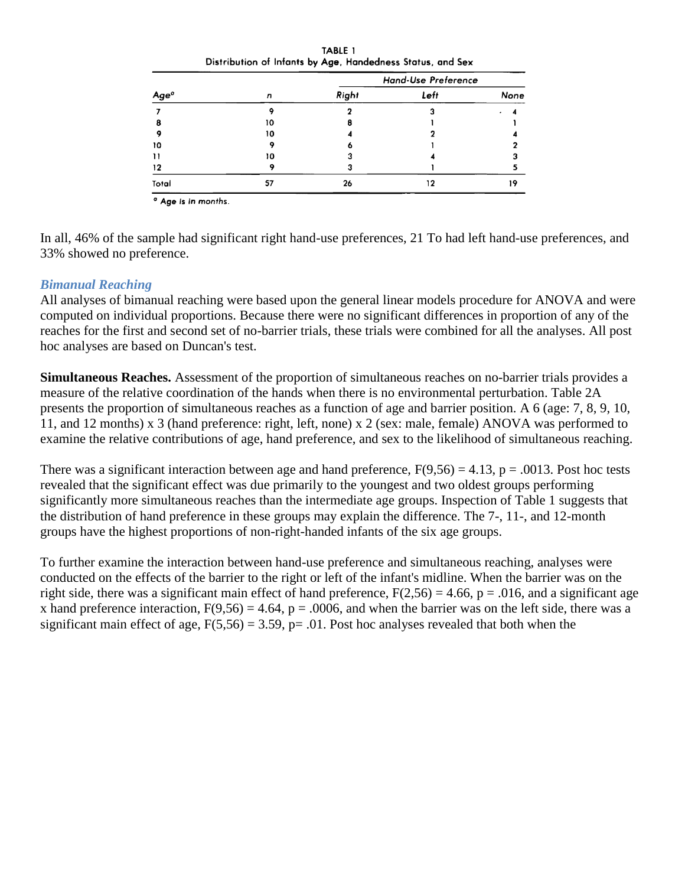TABLE 1
Distribution of Infants by Age, Handedness Status, and Sex

| Age[a] | n | Hand-Use Preference | | |
|---|---|---|---|---|
| | | Right | Left | None |
| 7 | 9 | 2 | 3 | 4 |
| 8 | 10 | 8 | 1 | 1 |
| 9 | 10 | 4 | 2 | 4 |
| 10 | 9 | 6 | 1 | 2 |
| 11 | 10 | 3 | 4 | 3 |
| 12 | 9 | 3 | 1 | 5 |
| Total | 57 | 26 | 12 | 19 |

[a] Age is in months.

In all, 46% of the sample had significant right hand-use preferences, 21 To had left hand-use preferences, and 33% showed no preference.

### *Bimanual Reaching*

All analyses of bimanual reaching were based upon the general linear models procedure for ANOVA and were computed on individual proportions. Because there were no significant differences in proportion of any of the reaches for the first and second set of no-barrier trials, these trials were combined for all the analyses. All post hoc analyses are based on Duncan's test.

**Simultaneous Reaches.** Assessment of the proportion of simultaneous reaches on no-barrier trials provides a measure of the relative coordination of the hands when there is no environmental perturbation. Table 2A presents the proportion of simultaneous reaches as a function of age and barrier position. A 6 (age: 7, 8, 9, 10, 11, and 12 months) x 3 (hand preference: right, left, none) x 2 (sex: male, female) ANOVA was performed to examine the relative contributions of age, hand preference, and sex to the likelihood of simultaneous reaching.

There was a significant interaction between age and hand preference, $F(9,56) = 4.13$, $p = .0013$. Post hoc tests revealed that the significant effect was due primarily to the youngest and two oldest groups performing significantly more simultaneous reaches than the intermediate age groups. Inspection of Table 1 suggests that the distribution of hand preference in these groups may explain the difference. The 7-, 11-, and 12-month groups have the highest proportions of non-right-handed infants of the six age groups.

To further examine the interaction between hand-use preference and simultaneous reaching, analyses were conducted on the effects of the barrier to the right or left of the infant's midline. When the barrier was on the right side, there was a significant main effect of hand preference, $F(2,56) = 4.66$, $p = .016$, and a significant age x hand preference interaction, $F(9,56) = 4.64$, $p = .0006$, and when the barrier was on the left side, there was a significant main effect of age, $F(5,56) = 3.59$, $p = .01$. Post hoc analyses revealed that both when the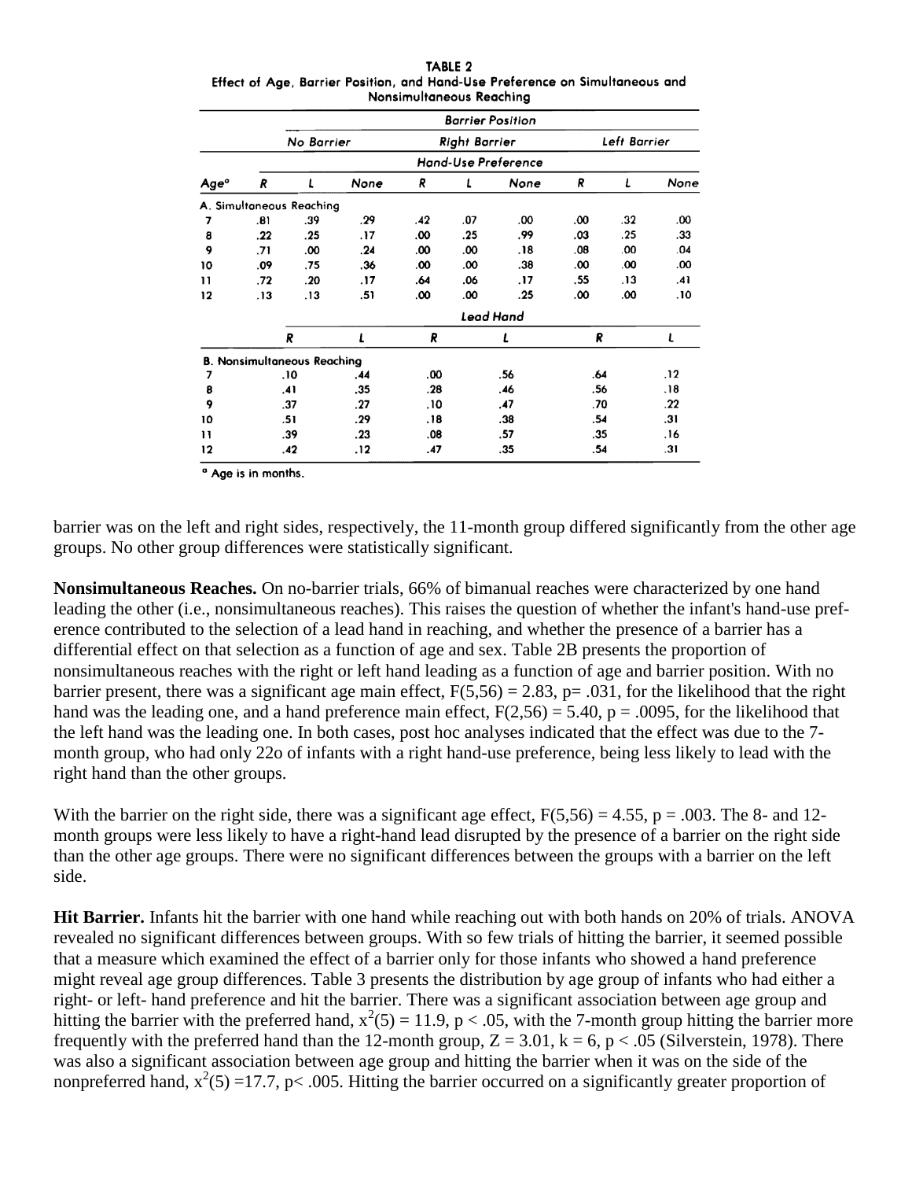**TABLE 2**
Effect of Age, Barrier Position, and Hand-Use Preference on Simultaneous and Nonsimultaneous Reaching

| | Barrier Position | | | | | | | | |
|---|---|---|---|---|---|---|---|---|---|
| | No Barrier | | | Right Barrier | | | Left Barrier | | |
| | Hand-Use Preference | | | | | | | | |
| Age[a] | R | L | None | R | L | None | R | L | None |
| A. Simultaneous Reaching | | | | | | | | | |
| 7 | .81 | .39 | .29 | .42 | .07 | .00 | .00 | .32 | .00 |
| 8 | .22 | .25 | .17 | .00 | .25 | .99 | .03 | .25 | .33 |
| 9 | .71 | .00 | .24 | .00 | .00 | .18 | .08 | .00 | .04 |
| 10 | .09 | .75 | .36 | .00 | .00 | .38 | .00 | .00 | .00 |
| 11 | .72 | .20 | .17 | .64 | .06 | .17 | .55 | .13 | .41 |
| 12 | .13 | .13 | .51 | .00 | .00 | .25 | .00 | .00 | .10 |

| | Lead Hand | | | | | |
|---|---|---|---|---|---|---|
| | R | L | R | L | R | L |
| B. Nonsimultaneous Reaching | | | | | | |
| 7 | .10 | .44 | .00 | .56 | .64 | .12 |
| 8 | .41 | .35 | .28 | .46 | .56 | .18 |
| 9 | .37 | .27 | .10 | .47 | .70 | .22 |
| 10 | .51 | .29 | .18 | .38 | .54 | .31 |
| 11 | .39 | .23 | .08 | .57 | .35 | .16 |
| 12 | .42 | .12 | .47 | .35 | .54 | .31 |

[a] Age is in months.

barrier was on the left and right sides, respectively, the 11-month group differed significantly from the other age groups. No other group differences were statistically significant.

**Nonsimultaneous Reaches.** On no-barrier trials, 66% of bimanual reaches were characterized by one hand leading the other (i.e., nonsimultaneous reaches). This raises the question of whether the infant's hand-use preference contributed to the selection of a lead hand in reaching, and whether the presence of a barrier has a differential effect on that selection as a function of age and sex. Table 2B presents the proportion of nonsimultaneous reaches with the right or left hand leading as a function of age and barrier position. With no barrier present, there was a significant age main effect, $F(5,56) = 2.83$, $p = .031$, for the likelihood that the right hand was the leading one, and a hand preference main effect, $F(2,56) = 5.40$, $p = .0095$, for the likelihood that the left hand was the leading one. In both cases, post hoc analyses indicated that the effect was due to the 7-month group, who had only 22o of infants with a right hand-use preference, being less likely to lead with the right hand than the other groups.

With the barrier on the right side, there was a significant age effect, $F(5,56) = 4.55$, $p = .003$. The 8- and 12-month groups were less likely to have a right-hand lead disrupted by the presence of a barrier on the right side than the other age groups. There were no significant differences between the groups with a barrier on the left side.

**Hit Barrier.** Infants hit the barrier with one hand while reaching out with both hands on 20% of trials. ANOVA revealed no significant differences between groups. With so few trials of hitting the barrier, it seemed possible that a measure which examined the effect of a barrier only for those infants who showed a hand preference might reveal age group differences. Table 3 presents the distribution by age group of infants who had either a right- or left- hand preference and hit the barrier. There was a significant association between age group and hitting the barrier with the preferred hand, $x^2(5) = 11.9$, $p < .05$, with the 7-month group hitting the barrier more frequently with the preferred hand than the 12-month group, $Z = 3.01$, $k = 6$, $p < .05$ (Silverstein, 1978). There was also a significant association between age group and hitting the barrier when it was on the side of the nonpreferred hand, $x^2(5) = 17.7$, $p < .005$. Hitting the barrier occurred on a significantly greater proportion of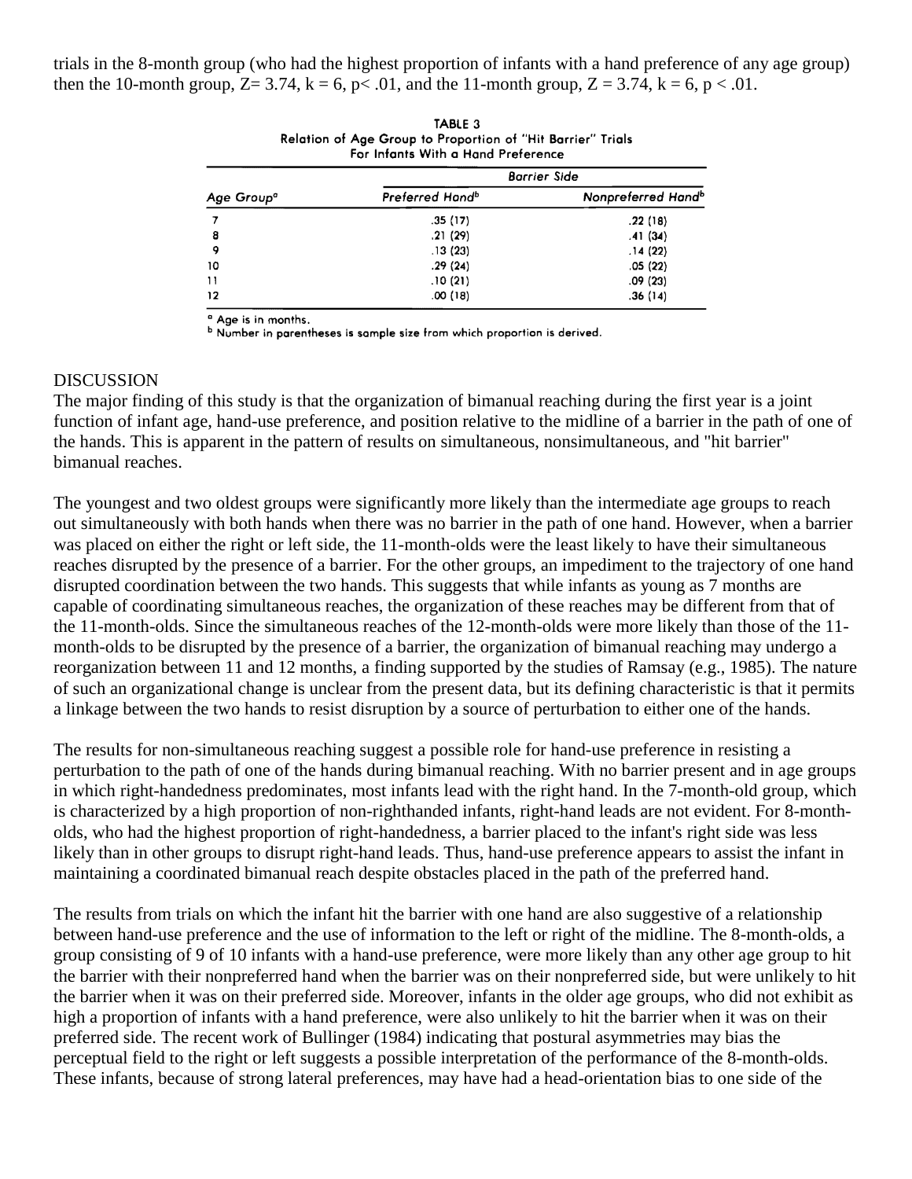trials in the 8-month group (who had the highest proportion of infants with a hand preference of any age group) then the 10-month group, $Z = 3.74$, $k = 6$, $p < .01$, and the 11-month group, $Z = 3.74$, $k = 6$, $p < .01$.

TABLE 3
Relation of Age Group to Proportion of "Hit Barrier" Trials For Infants With a Hand Preference

| | Barrier Side | |
|---|---|---|
| Age Group[a] | Preferred Hand[b] | Nonpreferred Hand[b] |
| 7 | .35 (17) | .22 (18) |
| 8 | .21 (29) | .41 (34) |
| 9 | .13 (23) | .14 (22) |
| 10 | .29 (24) | .05 (22) |
| 11 | .10 (21) | .09 (23) |
| 12 | .00 (18) | .36 (14) |

[a] Age is in months.
[b] Number in parentheses is sample size from which proportion is derived.

## DISCUSSION

The major finding of this study is that the organization of bimanual reaching during the first year is a joint function of infant age, hand-use preference, and position relative to the midline of a barrier in the path of one of the hands. This is apparent in the pattern of results on simultaneous, nonsimultaneous, and "hit barrier" bimanual reaches.

The youngest and two oldest groups were significantly more likely than the intermediate age groups to reach out simultaneously with both hands when there was no barrier in the path of one hand. However, when a barrier was placed on either the right or left side, the 11-month-olds were the least likely to have their simultaneous reaches disrupted by the presence of a barrier. For the other groups, an impediment to the trajectory of one hand disrupted coordination between the two hands. This suggests that while infants as young as 7 months are capable of coordinating simultaneous reaches, the organization of these reaches may be different from that of the 11-month-olds. Since the simultaneous reaches of the 12-month-olds were more likely than those of the 11-month-olds to be disrupted by the presence of a barrier, the organization of bimanual reaching may undergo a reorganization between 11 and 12 months, a finding supported by the studies of Ramsay (e.g., 1985). The nature of such an organizational change is unclear from the present data, but its defining characteristic is that it permits a linkage between the two hands to resist disruption by a source of perturbation to either one of the hands.

The results for non-simultaneous reaching suggest a possible role for hand-use preference in resisting a perturbation to the path of one of the hands during bimanual reaching. With no barrier present and in age groups in which right-handedness predominates, most infants lead with the right hand. In the 7-month-old group, which is characterized by a high proportion of non-righthanded infants, right-hand leads are not evident. For 8-month-olds, who had the highest proportion of right-handedness, a barrier placed to the infant's right side was less likely than in other groups to disrupt right-hand leads. Thus, hand-use preference appears to assist the infant in maintaining a coordinated bimanual reach despite obstacles placed in the path of the preferred hand.

The results from trials on which the infant hit the barrier with one hand are also suggestive of a relationship between hand-use preference and the use of information to the left or right of the midline. The 8-month-olds, a group consisting of 9 of 10 infants with a hand-use preference, were more likely than any other age group to hit the barrier with their nonpreferred hand when the barrier was on their nonpreferred side, but were unlikely to hit the barrier when it was on their preferred side. Moreover, infants in the older age groups, who did not exhibit as high a proportion of infants with a hand preference, were also unlikely to hit the barrier when it was on their preferred side. The recent work of Bullinger (1984) indicating that postural asymmetries may bias the perceptual field to the right or left suggests a possible interpretation of the performance of the 8-month-olds. These infants, because of strong lateral preferences, may have had a head-orientation bias to one side of the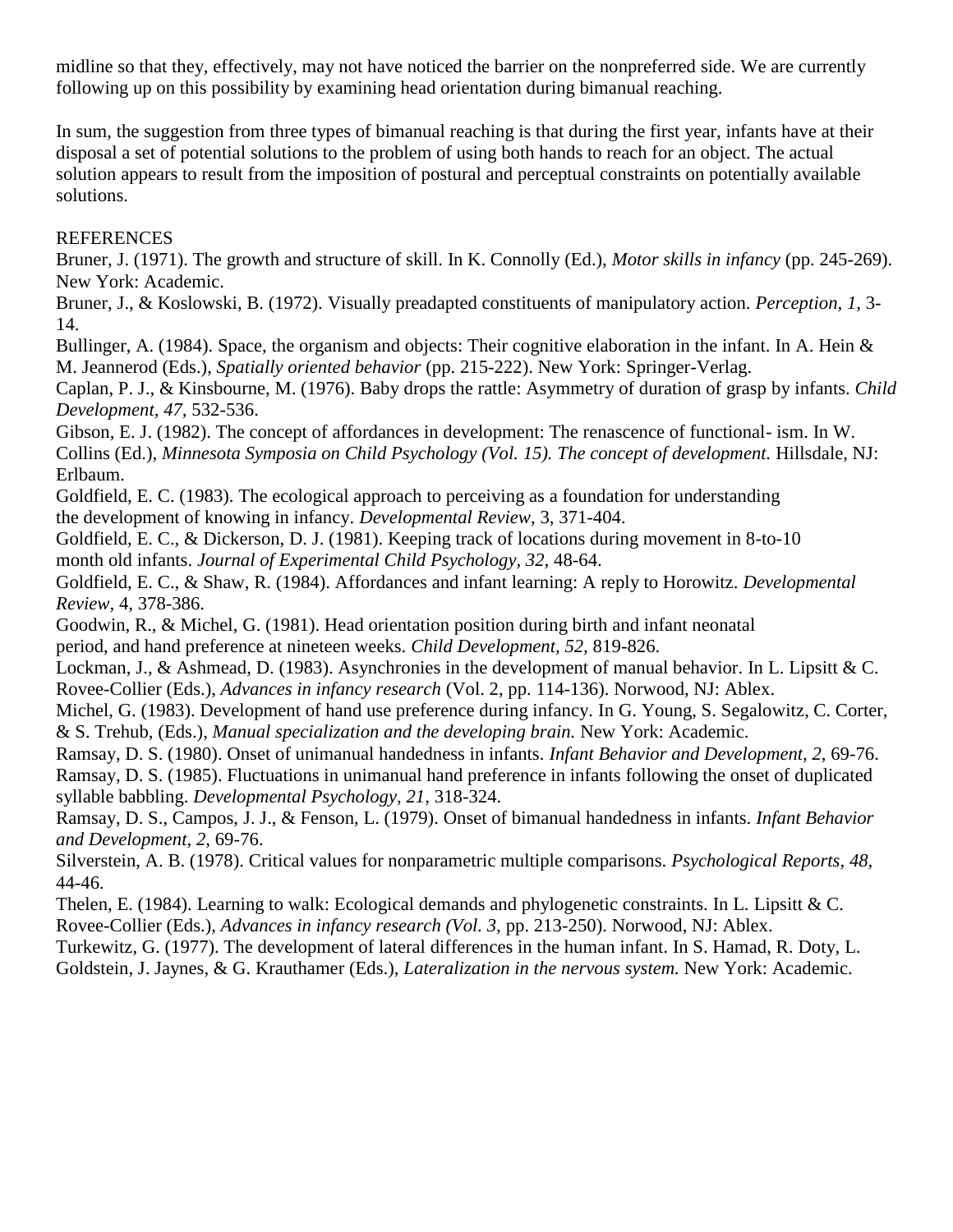midline so that they, effectively, may not have noticed the barrier on the nonpreferred side. We are currently following up on this possibility by examining head orientation during bimanual reaching.

In sum, the suggestion from three types of bimanual reaching is that during the first year, infants have at their disposal a set of potential solutions to the problem of using both hands to reach for an object. The actual solution appears to result from the imposition of postural and perceptual constraints on potentially available solutions.

## REFERENCES

Bruner, J. (1971). The growth and structure of skill. In K. Connolly (Ed.), *Motor skills in infancy* (pp. 245-269). New York: Academic.

Bruner, J., & Koslowski, B. (1972). Visually preadapted constituents of manipulatory action. *Perception, 1,* 3-14.

Bullinger, A. (1984). Space, the organism and objects: Their cognitive elaboration in the infant. In A. Hein & M. Jeannerod (Eds.), *Spatially oriented behavior* (pp. 215-222). New York: Springer-Verlag.

Caplan, P. J., & Kinsbourne, M. (1976). Baby drops the rattle: Asymmetry of duration of grasp by infants. *Child Development, 47,* 532-536.

Gibson, E. J. (1982). The concept of affordances in development: The renascence of functional- ism. In W. Collins (Ed.), *Minnesota Symposia on Child Psychology (Vol. 15). The concept of development.* Hillsdale, NJ: Erlbaum.

Goldfield, E. C. (1983). The ecological approach to perceiving as a foundation for understanding the development of knowing in infancy. *Developmental Review,* 3, 371-404.

Goldfield, E. C., & Dickerson, D. J. (1981). Keeping track of locations during movement in 8-to-10 month old infants. *Journal of Experimental Child Psychology, 32,* 48-64.

Goldfield, E. C., & Shaw, R. (1984). Affordances and infant learning: A reply to Horowitz. *Developmental Review,* 4, 378-386.

Goodwin, R., & Michel, G. (1981). Head orientation position during birth and infant neonatal period, and hand preference at nineteen weeks. *Child Development, 52,* 819-826.

Lockman, J., & Ashmead, D. (1983). Asynchronies in the development of manual behavior. In L. Lipsitt & C. Rovee-Collier (Eds.), *Advances in infancy research* (Vol. 2, pp. 114-136). Norwood, NJ: Ablex.

Michel, G. (1983). Development of hand use preference during infancy. In G. Young, S. Segalowitz, C. Corter, & S. Trehub, (Eds.), *Manual specialization and the developing brain.* New York: Academic.

Ramsay, D. S. (1980). Onset of unimanual handedness in infants. *Infant Behavior and Development, 2,* 69-76.

Ramsay, D. S. (1985). Fluctuations in unimanual hand preference in infants following the onset of duplicated syllable babbling. *Developmental Psychology, 21,* 318-324.

Ramsay, D. S., Campos, J. J., & Fenson, L. (1979). Onset of bimanual handedness in infants. *Infant Behavior and Development, 2,* 69-76.

Silverstein, A. B. (1978). Critical values for nonparametric multiple comparisons. *Psychological Reports, 48,* 44-46.

Thelen, E. (1984). Learning to walk: Ecological demands and phylogenetic constraints. In L. Lipsitt & C. Rovee-Collier (Eds.), *Advances in infancy research (Vol. 3,* pp. 213-250). Norwood, NJ: Ablex.

Turkewitz, G. (1977). The development of lateral differences in the human infant. In S. Hamad, R. Doty, L. Goldstein, J. Jaynes, & G. Krauthamer (Eds.), *Lateralization in the nervous system.* New York: Academic.